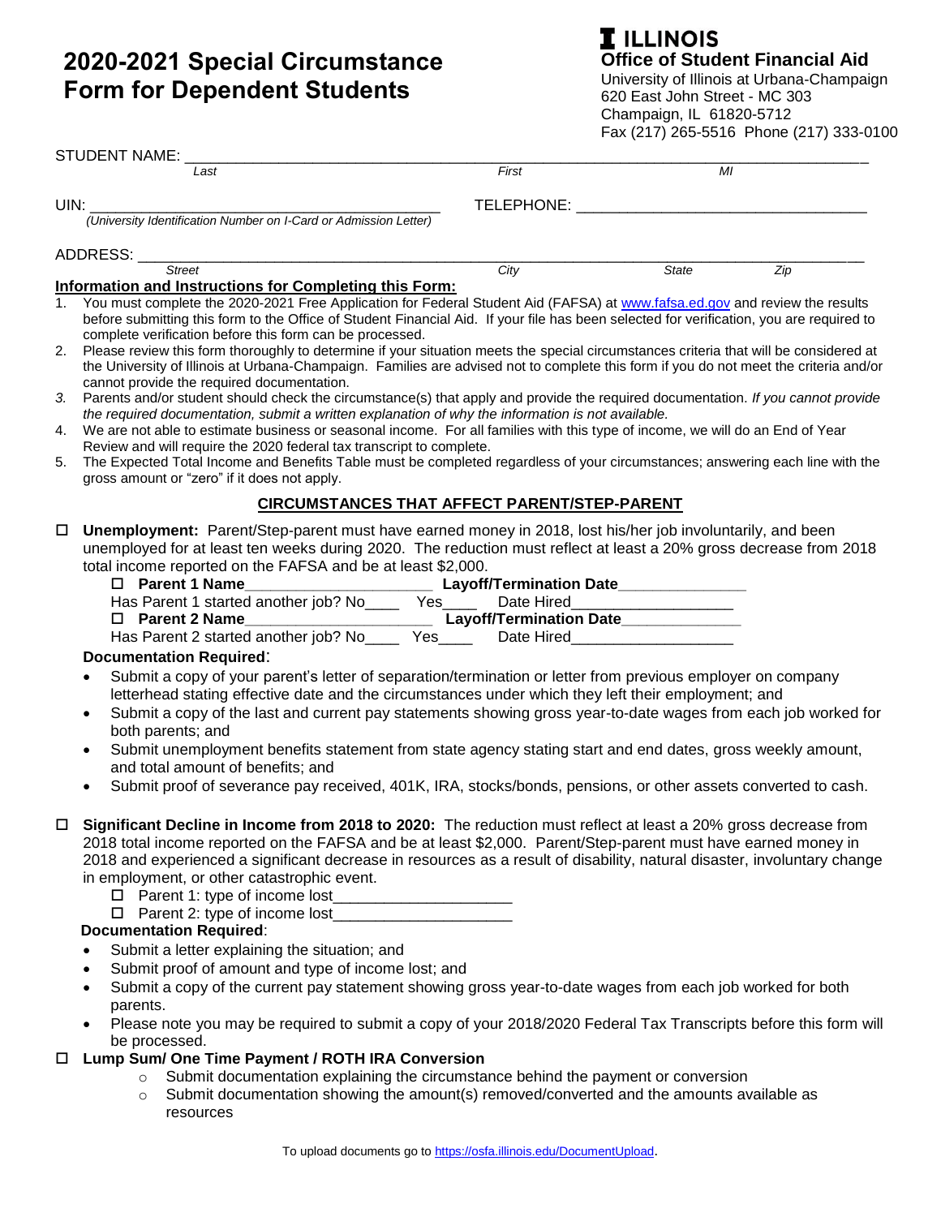# 2020-2021 Special Circumstance Form for Dependent Students

**I ILLINOIS**
**Office of Student Financial Aid**
University of Illinois at Urbana-Champaign
620 East John Street - MC 303
Champaign, IL 61820-5712
Fax (217) 265-5516 Phone (217) 333-0100

STUDENT NAME: ______________________________________________________________
*Last* *First* *MI*

UIN: ______________________________ TELEPHONE: ______________________________
*(University Identification Number on I-Card or Admission Letter)*

ADDRESS: ______________________________________________________________
*Street* *City* *State* *Zip*

**Information and Instructions for Completing this Form:**

1. You must complete the 2020-2021 Free Application for Federal Student Aid (FAFSA) at www.fafsa.ed.gov and review the results before submitting this form to the Office of Student Financial Aid. If your file has been selected for verification, you are required to complete verification before this form can be processed.
2. Please review this form thoroughly to determine if your situation meets the special circumstances criteria that will be considered at the University of Illinois at Urbana-Champaign. Families are advised not to complete this form if you do not meet the criteria and/or cannot provide the required documentation.
3. Parents and/or student should check the circumstance(s) that apply and provide the required documentation. *If you cannot provide the required documentation, submit a written explanation of why the information is not available.*
4. We are not able to estimate business or seasonal income. For all families with this type of income, we will do an End of Year Review and will require the 2020 federal tax transcript to complete.
5. The Expected Total Income and Benefits Table must be completed regardless of your circumstances; answering each line with the gross amount or "zero" if it does not apply.

## CIRCUMSTANCES THAT AFFECT PARENT/STEP-PARENT

☐ **Unemployment:** Parent/Step-parent must have earned money in 2018, lost his/her job involuntarily, and been unemployed for at least ten weeks during 2020. The reduction must reflect at least a 20% gross decrease from 2018 total income reported on the FAFSA and be at least $2,000.

☐ **Parent 1 Name**____________________ **Layoff/Termination Date**______________
Has Parent 1 started another job? No____ Yes____ Date Hired__________________
☐ **Parent 2 Name**____________________ **Layoff/Termination Date**______________
Has Parent 2 started another job? No____ Yes____ Date Hired__________________

**Documentation Required**:

- Submit a copy of your parent's letter of separation/termination or letter from previous employer on company letterhead stating effective date and the circumstances under which they left their employment; and
- Submit a copy of the last and current pay statements showing gross year-to-date wages from each job worked for both parents; and
- Submit unemployment benefits statement from state agency stating start and end dates, gross weekly amount, and total amount of benefits; and
- Submit proof of severance pay received, 401K, IRA, stocks/bonds, pensions, or other assets converted to cash.

☐ **Significant Decline in Income from 2018 to 2020:** The reduction must reflect at least a 20% gross decrease from 2018 total income reported on the FAFSA and be at least $2,000. Parent/Step-parent must have earned money in 2018 and experienced a significant decrease in resources as a result of disability, natural disaster, involuntary change in employment, or other catastrophic event.

☐ Parent 1: type of income lost____________________
☐ Parent 2: type of income lost____________________

**Documentation Required**:

- Submit a letter explaining the situation; and
- Submit proof of amount and type of income lost; and
- Submit a copy of the current pay statement showing gross year-to-date wages from each job worked for both parents.
- Please note you may be required to submit a copy of your 2018/2020 Federal Tax Transcripts before this form will be processed.

☐ **Lump Sum/ One Time Payment / ROTH IRA Conversion**

- Submit documentation explaining the circumstance behind the payment or conversion
- Submit documentation showing the amount(s) removed/converted and the amounts available as resources

To upload documents go to https://osfa.illinois.edu/DocumentUpload.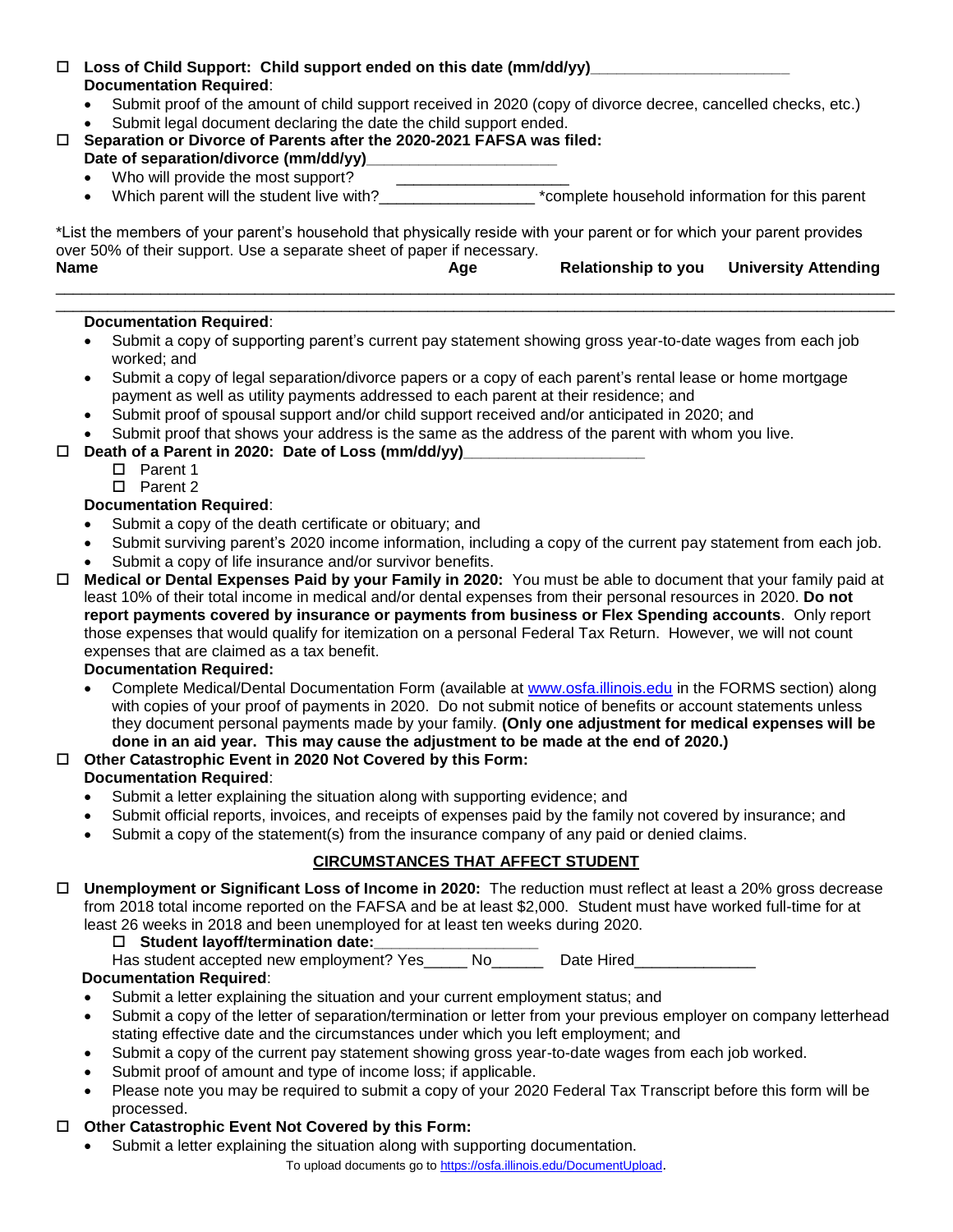- ☐ **Loss of Child Support: Child support ended on this date (mm/dd/yy)\_\_\_\_\_\_\_\_\_\_\_\_\_\_\_\_\_\_\_\_\_\_**

  **Documentation Required**:
  - Submit proof of the amount of child support received in 2020 (copy of divorce decree, cancelled checks, etc.)
  - Submit legal document declaring the date the child support ended.

- ☐ **Separation or Divorce of Parents after the 2020-2021 FAFSA was filed:**
  **Date of separation/divorce (mm/dd/yy)\_\_\_\_\_\_\_\_\_\_\_\_\_\_\_\_\_\_\_\_\_**
  - Who will provide the most support? \_\_\_\_\_\_\_\_\_\_\_\_\_\_\_\_\_\_\_\_
  - Which parent will the student live with?\_\_\_\_\_\_\_\_\_\_\_\_\_\_\_\_\_\_ *complete household information for this parent

*List the members of your parent's household that physically reside with your parent or for which your parent provides over 50% of their support. Use a separate sheet of paper if necessary.

| **Name** | **Age** | **Relationship to you** | **University Attending** |
|---|---|---|---|
| | | | |
| | | | |

  **Documentation Required**:
  - Submit a copy of supporting parent's current pay statement showing gross year-to-date wages from each job worked; and
  - Submit a copy of legal separation/divorce papers or a copy of each parent's rental lease or home mortgage payment as well as utility payments addressed to each parent at their residence; and
  - Submit proof of spousal support and/or child support received and/or anticipated in 2020; and
  - Submit proof that shows your address is the same as the address of the parent with whom you live.

- ☐ **Death of a Parent in 2020: Date of Loss (mm/dd/yy)\_\_\_\_\_\_\_\_\_\_\_\_\_\_\_\_\_\_\_\_\_**
  - ☐ Parent 1
  - ☐ Parent 2

  **Documentation Required**:
  - Submit a copy of the death certificate or obituary; and
  - Submit surviving parent's 2020 income information, including a copy of the current pay statement from each job.
  - Submit a copy of life insurance and/or survivor benefits.

- ☐ **Medical or Dental Expenses Paid by your Family in 2020:** You must be able to document that your family paid at least 10% of their total income in medical and/or dental expenses from their personal resources in 2020. **Do not report payments covered by insurance or payments from business or Flex Spending accounts**. Only report those expenses that would qualify for itemization on a personal Federal Tax Return. However, we will not count expenses that are claimed as a tax benefit.

  **Documentation Required:**
  - Complete Medical/Dental Documentation Form (available at [www.osfa.illinois.edu](http://www.osfa.illinois.edu) in the FORMS section) along with copies of your proof of payments in 2020. Do not submit notice of benefits or account statements unless they document personal payments made by your family. **(Only one adjustment for medical expenses will be done in an aid year. This may cause the adjustment to be made at the end of 2020.)**

- ☐ **Other Catastrophic Event in 2020 Not Covered by this Form:**

  **Documentation Required**:
  - Submit a letter explaining the situation along with supporting evidence; and
  - Submit official reports, invoices, and receipts of expenses paid by the family not covered by insurance; and
  - Submit a copy of the statement(s) from the insurance company of any paid or denied claims.

## CIRCUMSTANCES THAT AFFECT STUDENT

- ☐ **Unemployment or Significant Loss of Income in 2020:** The reduction must reflect at least a 20% gross decrease from 2018 total income reported on the FAFSA and be at least $2,000. Student must have worked full-time for at least 26 weeks in 2018 and been unemployed for at least ten weeks during 2020.
  - ☐ **Student layoff/termination date:\_\_\_\_\_\_\_\_\_\_\_\_\_\_\_\_\_\_\_**

  Has student accepted new employment? Yes\_\_\_\_\_ No\_\_\_\_\_\_ Date Hired\_\_\_\_\_\_\_\_\_\_\_\_\_\_

  **Documentation Required**:
  - Submit a letter explaining the situation and your current employment status; and
  - Submit a copy of the letter of separation/termination or letter from your previous employer on company letterhead stating effective date and the circumstances under which you left employment; and
  - Submit a copy of the current pay statement showing gross year-to-date wages from each job worked.
  - Submit proof of amount and type of income loss; if applicable.
  - Please note you may be required to submit a copy of your 2020 Federal Tax Transcript before this form will be processed.

- ☐ **Other Catastrophic Event Not Covered by this Form:**
  - Submit a letter explaining the situation along with supporting documentation.

To upload documents go to [https://osfa.illinois.edu/DocumentUpload](https://osfa.illinois.edu/DocumentUpload).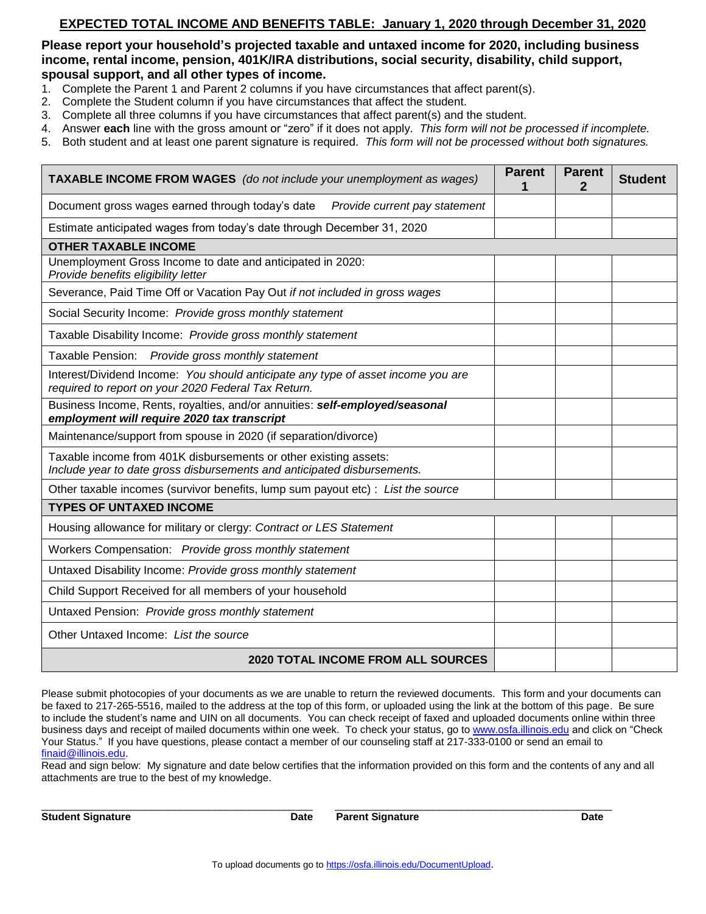## EXPECTED TOTAL INCOME AND BENEFITS TABLE: January 1, 2020 through December 31, 2020

**Please report your household's projected taxable and untaxed income for 2020, including business income, rental income, pension, 401K/IRA distributions, social security, disability, child support, spousal support, and all other types of income.**

1. Complete the Parent 1 and Parent 2 columns if you have circumstances that affect parent(s).
2. Complete the Student column if you have circumstances that affect the student.
3. Complete all three columns if you have circumstances that affect parent(s) and the student.
4. Answer **each** line with the gross amount or "zero" if it does not apply. *This form will not be processed if incomplete.*
5. Both student and at least one parent signature is required. *This form will not be processed without both signatures.*

| **TAXABLE INCOME FROM WAGES** *(do not include your unemployment as wages)* | Parent 1 | Parent 2 | Student |
|---|---|---|---|
| Document gross wages earned through today's date *Provide current pay statement* | | | |
| Estimate anticipated wages from today's date through December 31, 2020 | | | |
| **OTHER TAXABLE INCOME** | | | |
| Unemployment Gross Income to date and anticipated in 2020: *Provide benefits eligibility letter* | | | |
| Severance, Paid Time Off or Vacation Pay Out *if not included in gross wages* | | | |
| Social Security Income: *Provide gross monthly statement* | | | |
| Taxable Disability Income: *Provide gross monthly statement* | | | |
| Taxable Pension: *Provide gross monthly statement* | | | |
| Interest/Dividend Income: *You should anticipate any type of asset income you are required to report on your 2020 Federal Tax Return.* | | | |
| Business Income, Rents, royalties, and/or annuities: ***self-employed/seasonal employment will require 2020 tax transcript*** | | | |
| Maintenance/support from spouse in 2020 (if separation/divorce) | | | |
| Taxable income from 401K disbursements or other existing assets: *Include year to date gross disbursements and anticipated disbursements.* | | | |
| Other taxable incomes (survivor benefits, lump sum payout etc) : *List the source* | | | |
| **TYPES OF UNTAXED INCOME** | | | |
| Housing allowance for military or clergy: *Contract or LES Statement* | | | |
| Workers Compensation: *Provide gross monthly statement* | | | |
| Untaxed Disability Income: *Provide gross monthly statement* | | | |
| Child Support Received for all members of your household | | | |
| Untaxed Pension: *Provide gross monthly statement* | | | |
| Other Untaxed Income: *List the source* | | | |
| **2020 TOTAL INCOME FROM ALL SOURCES** | | | |

Please submit photocopies of your documents as we are unable to return the reviewed documents. This form and your documents can be faxed to 217-265-5516, mailed to the address at the top of this form, or uploaded using the link at the bottom of this page. Be sure to include the student's name and UIN on all documents. You can check receipt of faxed and uploaded documents online within three business days and receipt of mailed documents within one week. To check your status, go to www.osfa.illinois.edu and click on "Check Your Status." If you have questions, please contact a member of our counseling staff at 217-333-0100 or send an email to finaid@illinois.edu.

Read and sign below: My signature and date below certifies that the information provided on this form and the contents of any and all attachments are true to the best of my knowledge.

______________________________________________ ______________________________________________

**Student Signature** **Date** **Parent Signature** **Date**

To upload documents go to https://osfa.illinois.edu/DocumentUpload.